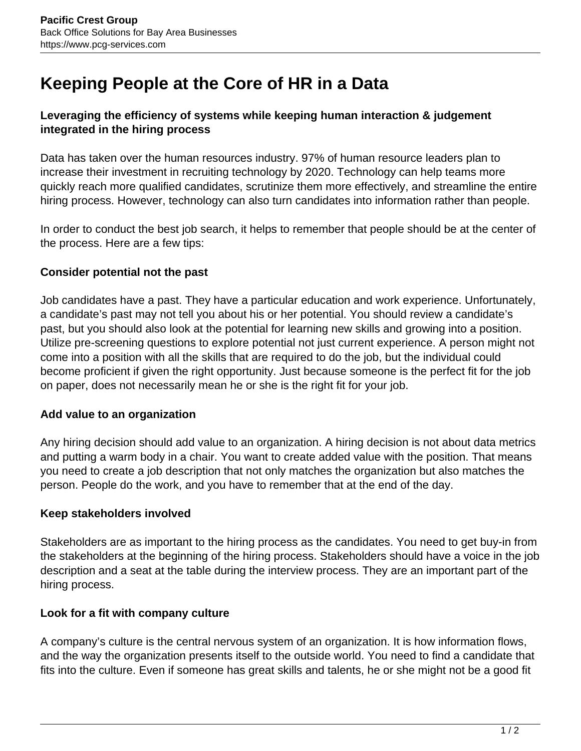# Keeping People at the Core of HR in a Data

**Leveraging the efficiency of systems while keeping human interaction & judgement integrated in the hiring process**

Data has taken over the human resources industry. 97% of human resource leaders plan to increase their investment in recruiting technology by 2020. Technology can help teams more quickly reach more qualified candidates, scrutinize them more effectively, and streamline the entire hiring process. However, technology can also turn candidates into information rather than people.

In order to conduct the best job search, it helps to remember that people should be at the center of the process. Here are a few tips:

### Consider potential not the past

Job candidates have a past. They have a particular education and work experience. Unfortunately, a candidate's past may not tell you about his or her potential. You should review a candidate's past, but you should also look at the potential for learning new skills and growing into a position. Utilize pre-screening questions to explore potential not just current experience. A person might not come into a position with all the skills that are required to do the job, but the individual could become proficient if given the right opportunity. Just because someone is the perfect fit for the job on paper, does not necessarily mean he or she is the right fit for your job.

### Add value to an organization

Any hiring decision should add value to an organization. A hiring decision is not about data metrics and putting a warm body in a chair. You want to create added value with the position. That means you need to create a job description that not only matches the organization but also matches the person. People do the work, and you have to remember that at the end of the day.

### Keep stakeholders involved

Stakeholders are as important to the hiring process as the candidates. You need to get buy-in from the stakeholders at the beginning of the hiring process. Stakeholders should have a voice in the job description and a seat at the table during the interview process. They are an important part of the hiring process.

### Look for a fit with company culture

A company's culture is the central nervous system of an organization. It is how information flows, and the way the organization presents itself to the outside world. You need to find a candidate that fits into the culture. Even if someone has great skills and talents, he or she might not be a good fit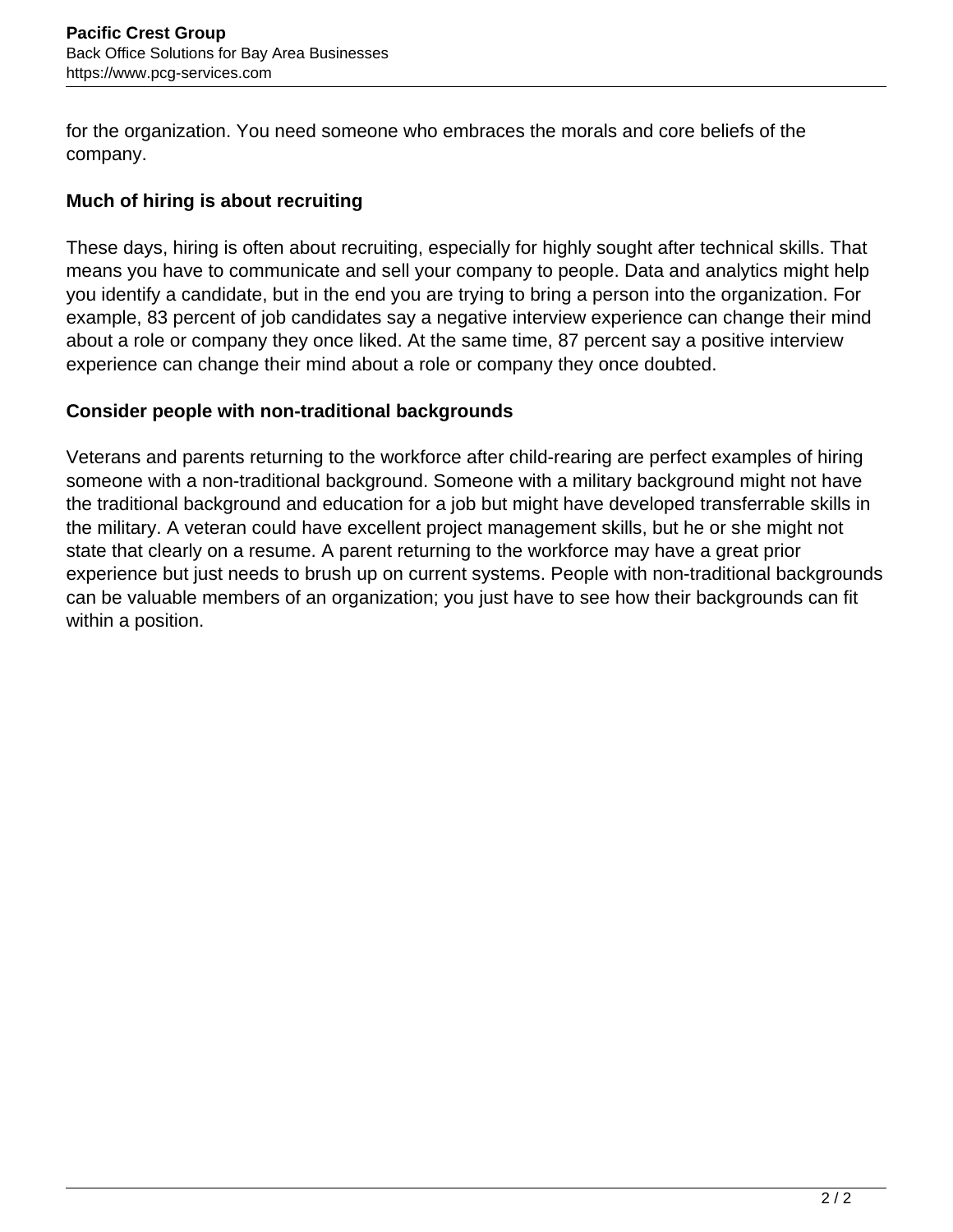for the organization. You need someone who embraces the morals and core beliefs of the company.

## Much of hiring is about recruiting

These days, hiring is often about recruiting, especially for highly sought after technical skills. That means you have to communicate and sell your company to people. Data and analytics might help you identify a candidate, but in the end you are trying to bring a person into the organization. For example, 83 percent of job candidates say a negative interview experience can change their mind about a role or company they once liked. At the same time, 87 percent say a positive interview experience can change their mind about a role or company they once doubted.

## Consider people with non-traditional backgrounds

Veterans and parents returning to the workforce after child-rearing are perfect examples of hiring someone with a non-traditional background. Someone with a military background might not have the traditional background and education for a job but might have developed transferrable skills in the military. A veteran could have excellent project management skills, but he or she might not state that clearly on a resume. A parent returning to the workforce may have a great prior experience but just needs to brush up on current systems. People with non-traditional backgrounds can be valuable members of an organization; you just have to see how their backgrounds can fit within a position.